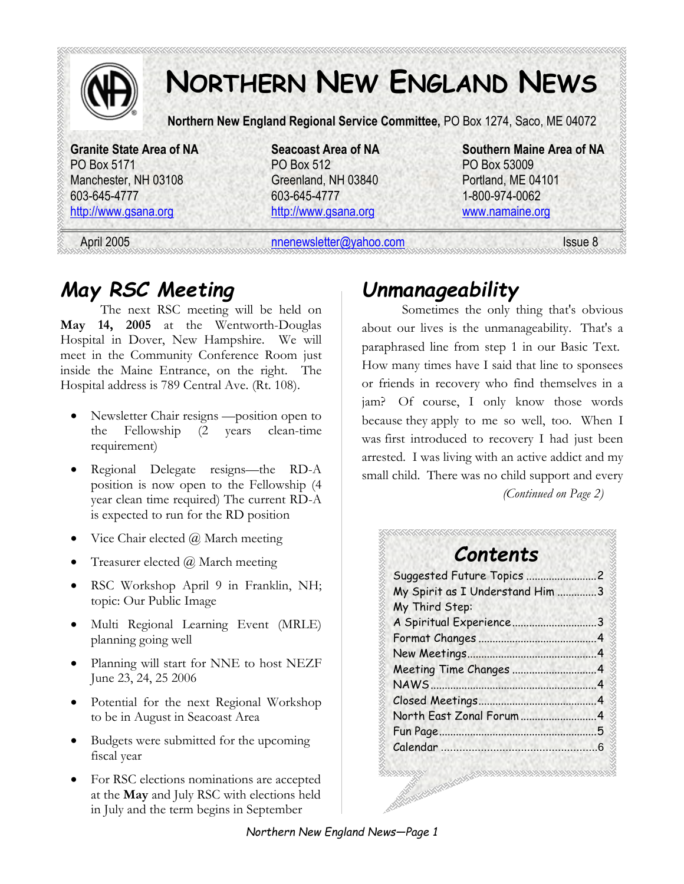# Northern New England News

**Northern New England Regional Service Committee,** PO Box 1274, Saco, ME 04072

**Granite State Area of NA**
PO Box 5171
Manchester, NH 03108
603-645-4777
http://www.gsana.org

**Seacoast Area of NA**
PO Box 512
Greenland, NH 03840
603-645-4777
http://www.gsana.org

**Southern Maine Area of NA**
PO Box 53009
Portland, ME 04101
1-800-974-0062
www.namaine.org

April 2005 — nnenewsletter@yahoo.com — Issue 8

## May RSC Meeting

The next RSC meeting will be held on **May 14, 2005** at the Wentworth-Douglas Hospital in Dover, New Hampshire. We will meet in the Community Conference Room just inside the Maine Entrance, on the right. The Hospital address is 789 Central Ave. (Rt. 108).

- Newsletter Chair resigns —position open to the Fellowship (2 years clean-time requirement)
- Regional Delegate resigns—the RD-A position is now open to the Fellowship (4 year clean time required) The current RD-A is expected to run for the RD position
- Vice Chair elected @ March meeting
- Treasurer elected @ March meeting
- RSC Workshop April 9 in Franklin, NH; topic: Our Public Image
- Multi Regional Learning Event (MRLE) planning going well
- Planning will start for NNE to host NEZF June 23, 24, 25 2006
- Potential for the next Regional Workshop to be in August in Seacoast Area
- Budgets were submitted for the upcoming fiscal year
- For RSC elections nominations are accepted at the **May** and July RSC with elections held in July and the term begins in September

## Unmanageability

Sometimes the only thing that's obvious about our lives is the unmanageability. That's a paraphrased line from step 1 in our Basic Text. How many times have I said that line to sponsees or friends in recovery who find themselves in a jam? Of course, I only know those words because they apply to me so well, too. When I was first introduced to recovery I had just been arrested. I was living with an active addict and my small child. There was no child support and every

*(Continued on Page 2)*

## Contents

| | |
|---|---|
| Suggested Future Topics | 2 |
| My Spirit as I Understand Him | 3 |
| My Third Step: A Spiritual Experience | 3 |
| Format Changes | 4 |
| New Meetings | 4 |
| Meeting Time Changes | 4 |
| NAWS | 4 |
| Closed Meetings | 4 |
| North East Zonal Forum | 4 |
| Fun Page | 5 |
| Calendar | 6 |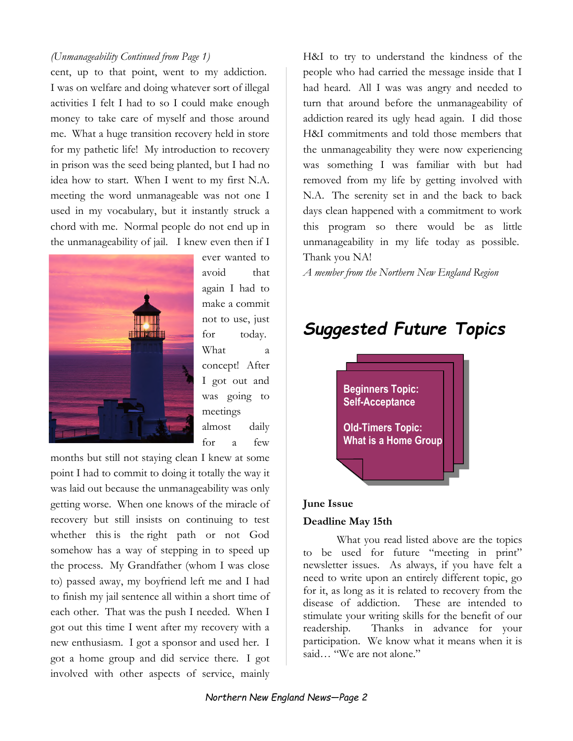*(Unmanageability Continued from Page 1)*

cent, up to that point, went to my addiction. I was on welfare and doing whatever sort of illegal activities I felt I had to so I could make enough money to take care of myself and those around me. What a huge transition recovery held in store for my pathetic life! My introduction to recovery in prison was the seed being planted, but I had no idea how to start. When I went to my first N.A. meeting the word unmanageable was not one I used in my vocabulary, but it instantly struck a chord with me. Normal people do not end up in the unmanageability of jail. I knew even then if I ever wanted to avoid that again I had to make a commit not to use, just for today. What a concept! After I got out and was going to meetings almost daily for a few months but still not staying clean I knew at some point I had to commit to doing it totally the way it was laid out because the unmanageability was only getting worse. When one knows of the miracle of recovery but still insists on continuing to test whether this is the right path or not God somehow has a way of stepping in to speed up the process. My Grandfather (whom I was close to) passed away, my boyfriend left me and I had to finish my jail sentence all within a short time of each other. That was the push I needed. When I got out this time I went after my recovery with a new enthusiasm. I got a sponsor and used her. I got a home group and did service there. I got involved with other aspects of service, mainly H&I to try to understand the kindness of the people who had carried the message inside that I had heard. All I was was angry and needed to turn that around before the unmanageability of addiction reared its ugly head again. I did those H&I commitments and told those members that the unmanageability they were now experiencing was something I was familiar with but had removed from my life by getting involved with N.A. The serenity set in and the back to back days clean happened with a commitment to work this program so there would be as little unmanageability in my life today as possible. Thank you NA!

*A member from the Northern New England Region*

## Suggested Future Topics

**Beginners Topic: Self-Acceptance**

**Old-Timers Topic: What is a Home Group**

**June Issue**

**Deadline May 15th**

What you read listed above are the topics to be used for future "meeting in print" newsletter issues. As always, if you have felt a need to write upon an entirely different topic, go for it, as long as it is related to recovery from the disease of addiction. These are intended to stimulate your writing skills for the benefit of our readership. Thanks in advance for your participation. We know what it means when it is said… "We are not alone."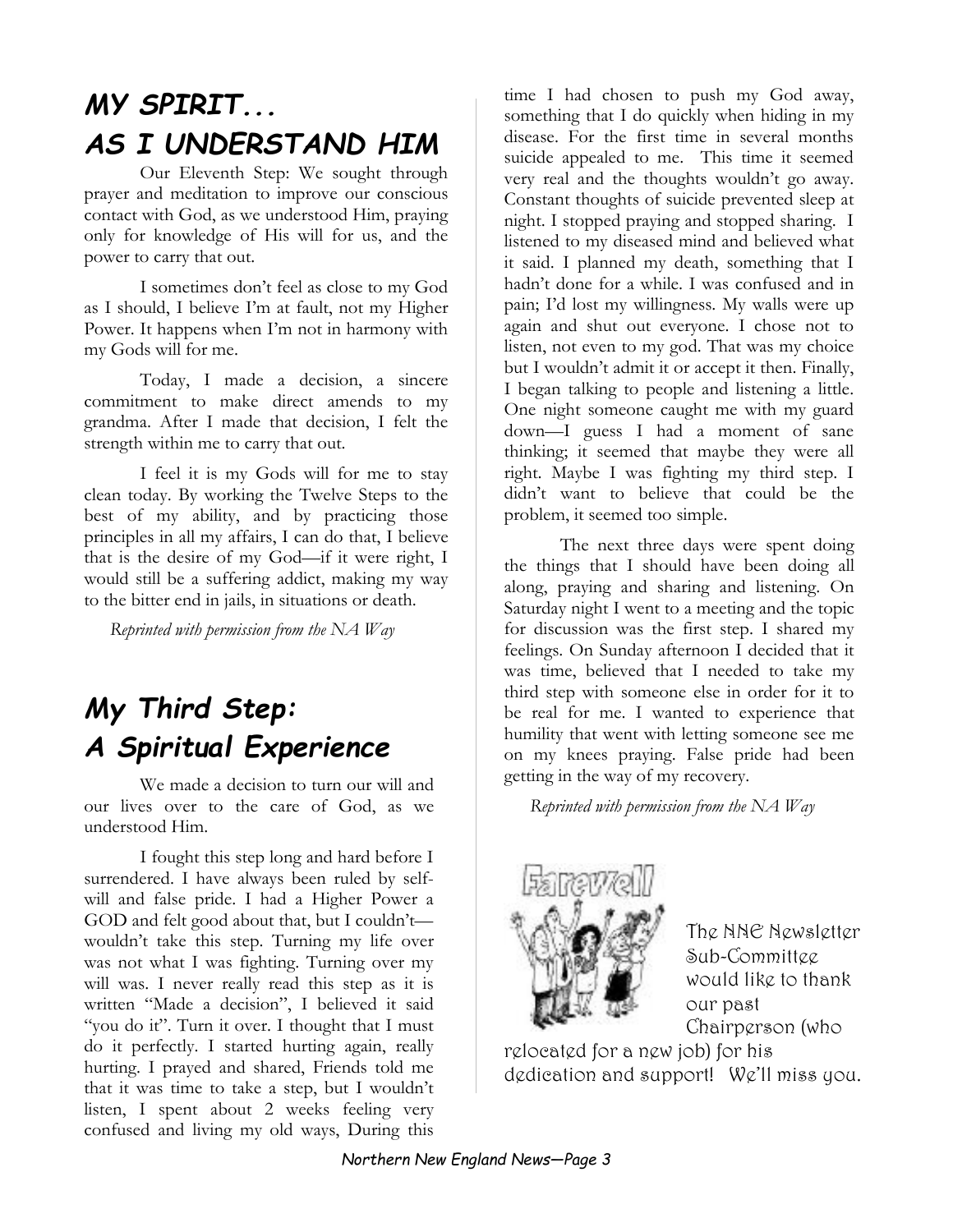## *MY SPIRIT... AS I UNDERSTAND HIM*

Our Eleventh Step: We sought through prayer and meditation to improve our conscious contact with God, as we understood Him, praying only for knowledge of His will for us, and the power to carry that out.

I sometimes don't feel as close to my God as I should, I believe I'm at fault, not my Higher Power. It happens when I'm not in harmony with my Gods will for me.

Today, I made a decision, a sincere commitment to make direct amends to my grandma. After I made that decision, I felt the strength within me to carry that out.

I feel it is my Gods will for me to stay clean today. By working the Twelve Steps to the best of my ability, and by practicing those principles in all my affairs, I can do that, I believe that is the desire of my God—if it were right, I would still be a suffering addict, making my way to the bitter end in jails, in situations or death.

*Reprinted with permission from the NA Way*

## *My Third Step: A Spiritual Experience*

We made a decision to turn our will and our lives over to the care of God, as we understood Him.

I fought this step long and hard before I surrendered. I have always been ruled by self-will and false pride. I had a Higher Power a GOD and felt good about that, but I couldn't—wouldn't take this step. Turning my life over was not what I was fighting. Turning over my will was. I never really read this step as it is written "Made a decision", I believed it said "you do it". Turn it over. I thought that I must do it perfectly. I started hurting again, really hurting. I prayed and shared, Friends told me that it was time to take a step, but I wouldn't listen, I spent about 2 weeks feeling very confused and living my old ways, During this time I had chosen to push my God away, something that I do quickly when hiding in my disease. For the first time in several months suicide appealed to me. This time it seemed very real and the thoughts wouldn't go away. Constant thoughts of suicide prevented sleep at night. I stopped praying and stopped sharing. I listened to my diseased mind and believed what it said. I planned my death, something that I hadn't done for a while. I was confused and in pain; I'd lost my willingness. My walls were up again and shut out everyone. I chose not to listen, not even to my god. That was my choice but I wouldn't admit it or accept it then. Finally, I began talking to people and listening a little. One night someone caught me with my guard down—I guess I had a moment of sane thinking; it seemed that maybe they were all right. Maybe I was fighting my third step. I didn't want to believe that could be the problem, it seemed too simple.

The next three days were spent doing the things that I should have been doing all along, praying and sharing and listening. On Saturday night I went to a meeting and the topic for discussion was the first step. I shared my feelings. On Sunday afternoon I decided that it was time, believed that I needed to take my third step with someone else in order for it to be real for me. I wanted to experience that humility that went with letting someone see me on my knees praying. False pride had been getting in the way of my recovery.

*Reprinted with permission from the NA Way*

Farewell

The NNE Newsletter Sub-Committee would like to thank our past Chairperson (who relocated for a new job) for his dedication and support! We'll miss you.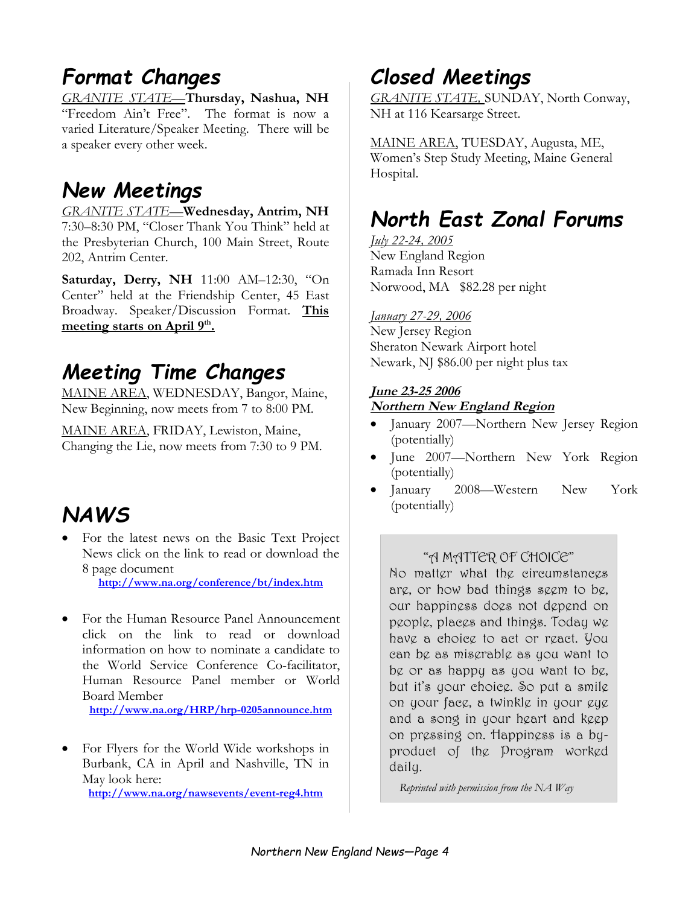## Format Changes

_GRANITE STATE_—**Thursday, Nashua, NH** "Freedom Ain't Free". The format is now a varied Literature/Speaker Meeting. There will be a speaker every other week.

## New Meetings

_GRANITE STATE_—**Wednesday, Antrim, NH** 7:30–8:30 PM, "Closer Thank You Think" held at the Presbyterian Church, 100 Main Street, Route 202, Antrim Center.

**Saturday, Derry, NH** 11:00 AM–12:30, "On Center" held at the Friendship Center, 45 East Broadway. Speaker/Discussion Format. **This meeting starts on April 9th.**

## Meeting Time Changes

MAINE AREA, WEDNESDAY, Bangor, Maine, New Beginning, now meets from 7 to 8:00 PM.

MAINE AREA, FRIDAY, Lewiston, Maine, Changing the Lie, now meets from 7:30 to 9 PM.

## NAWS

- For the latest news on the Basic Text Project News click on the link to read or download the 8 page document
  **http://www.na.org/conference/bt/index.htm**
- For the Human Resource Panel Announcement click on the link to read or download information on how to nominate a candidate to the World Service Conference Co-facilitator, Human Resource Panel member or World Board Member
  **http://www.na.org/HRP/hrp-0205announce.htm**
- For Flyers for the World Wide workshops in Burbank, CA in April and Nashville, TN in May look here:
  **http://www.na.org/nawsevents/event-reg4.htm**

## Closed Meetings

GRANITE STATE, SUNDAY, North Conway, NH at 116 Kearsarge Street.

MAINE AREA, TUESDAY, Augusta, ME, Women's Step Study Meeting, Maine General Hospital.

## North East Zonal Forums

_July 22-24, 2005_
New England Region
Ramada Inn Resort
Norwood, MA $82.28 per night

_January 27-29, 2006_
New Jersey Region
Sheraton Newark Airport hotel
Newark, NJ $86.00 per night plus tax

**_June 23-25 2006_**
**_Northern New England Region_**

- January 2007—Northern New Jersey Region (potentially)
- June 2007—Northern New York Region (potentially)
- January 2008—Western New York (potentially)

"A MATTER OF CHOICE"

No matter what the circumstances are, or how bad things seem to be, our happiness does not depend on people, places and things. Today we have a choice to act or react. You can be as miserable as you want to be or as happy as you want to be, but it's your choice. So put a smile on your face, a twinkle in your eye and a song in your heart and keep on pressing on. Happiness is a by-product of the Program worked daily.

*Reprinted with permission from the NA Way*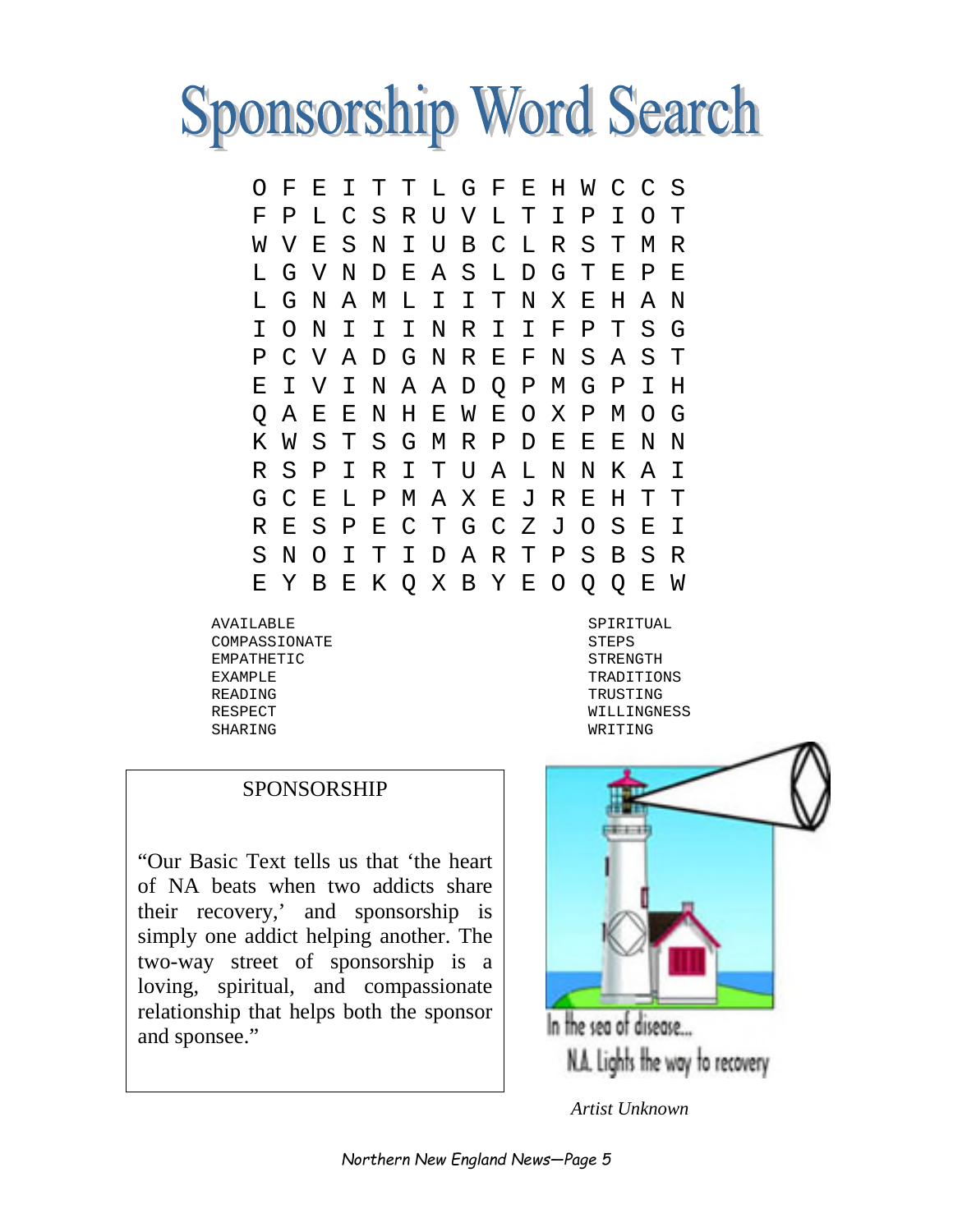# Sponsorship Word Search

```
O F E I T T L G F E H W C C S
F P L C S R U V L T I P I O T
W V E S N I U B C L R S T M R
L G V N D E A S L D G T E P E
L G N A M L I I T N X E H A N
I O N I I I N R I I F P T S G
P C V A D G N R E F N S A S T
E I V I N A A D Q P M G P I H
Q A E E N H E W E O X P M O G
K W S T S G M R P D E E E N N
R S P I R I T U A L N N K A I
G C E L P M A X E J R E H T T
R E S P E C T G C Z J O S E I
S N O I T I D A R T P S B S R
E Y B E K Q X B Y E O Q Q E W
```

AVAILABLE
COMPASSIONATE
EMPATHETIC
EXAMPLE
READING
RESPECT
SHARING
SPIRITUAL
STEPS
STRENGTH
TRADITIONS
TRUSTING
WILLINGNESS
WRITING

## SPONSORSHIP

"Our Basic Text tells us that 'the heart of NA beats when two addicts share their recovery,' and sponsorship is simply one addict helping another. The two-way street of sponsorship is a loving, spiritual, and compassionate relationship that helps both the sponsor and sponsee."

In the sea of disease...
N.A. Lights the way to recovery

*Artist Unknown*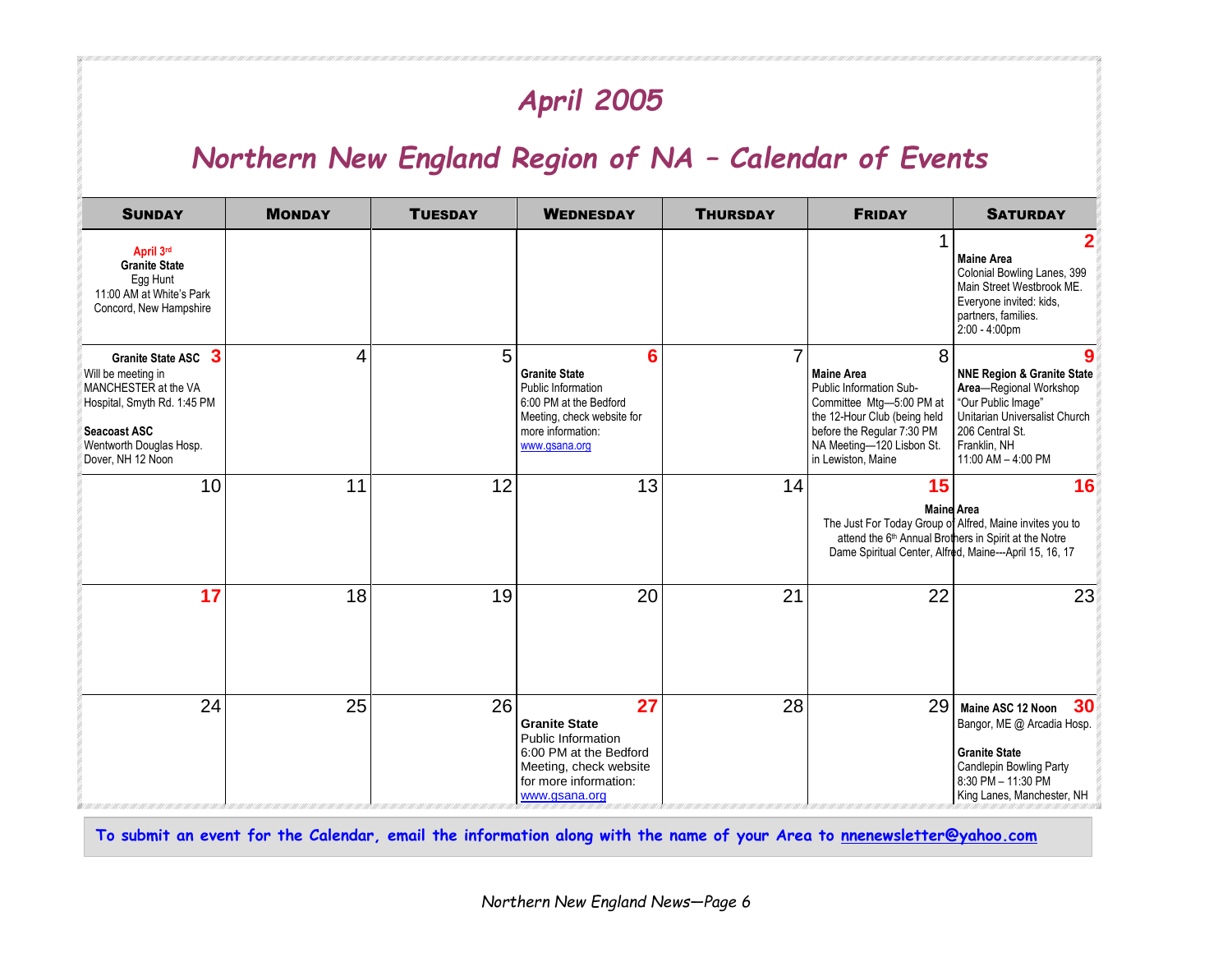# April 2005

## Northern New England Region of NA – Calendar of Events

| Sunday | Monday | Tuesday | Wednesday | Thursday | Friday | Saturday |
|---|---|---|---|---|---|---|
| **April 3rd** **Granite State** Egg Hunt 11:00 AM at White's Park Concord, New Hampshire | | | | | 1 | **2** **Maine Area** Colonial Bowling Lanes, 399 Main Street Westbrook ME. Everyone invited: kids, partners, families. 2:00 - 4:00pm |
| **3** **Granite State ASC** Will be meeting in MANCHESTER at the VA Hospital, Smyth Rd. 1:45 PM<br>**Seacoast ASC** Wentworth Douglas Hosp. Dover, NH 12 Noon | 4 | 5 | **6** **Granite State** Public Information 6:00 PM at the Bedford Meeting, check website for more information: www.gsana.org | 7 | 8 **Maine Area** Public Information Sub-Committee Mtg—5:00 PM at the 12-Hour Club (being held before the Regular 7:30 PM NA Meeting—120 Lisbon St. in Lewiston, Maine | **9** **NNE Region & Granite State Area**—Regional Workshop "Our Public Image" Unitarian Universalist Church 206 Central St. Franklin, NH 11:00 AM – 4:00 PM |
| 10 | 11 | 12 | 13 | 14 | **15** **Maine Area** The Just For Today Group of Alfred, Maine invites you to attend the 6th Annual Brothers in Spirit at the Notre Dame Spiritual Center, Alfred, Maine---April 15, 16, 17 | **16** |
| **17** | 18 | 19 | 20 | 21 | 22 | 23 |
| 24 | 25 | 26 | **27** **Granite State** Public Information 6:00 PM at the Bedford Meeting, check website for more information: www.gsana.org | 28 | 29 | **30** **Maine ASC 12 Noon** Bangor, ME @ Arcadia Hosp.<br>**Granite State** Candlepin Bowling Party 8:30 PM – 11:30 PM King Lanes, Manchester, NH |

**To submit an event for the Calendar, email the information along with the name of your Area to nnenewsletter@yahoo.com**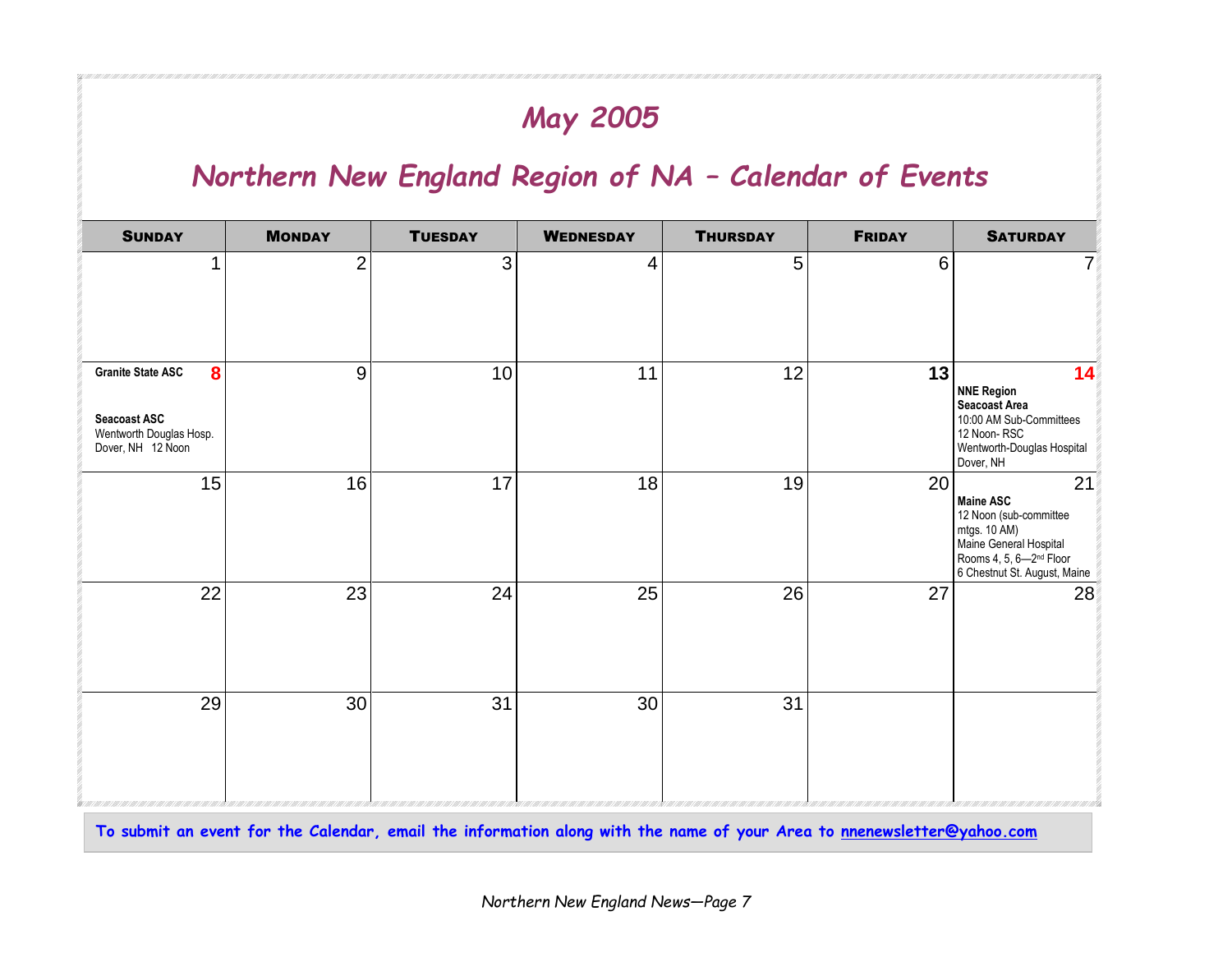# May 2005

## Northern New England Region of NA – Calendar of Events

| Sunday | Monday | Tuesday | Wednesday | Thursday | Friday | Saturday |
|---|---|---|---|---|---|---|
| 1 | 2 | 3 | 4 | 5 | 6 | 7 |
| **8** **Granite State ASC** <br><br> **Seacoast ASC** Wentworth Douglas Hosp. Dover, NH 12 Noon | 9 | 10 | 11 | 12 | **13** | **14** **NNE Region** **Seacoast Area** 10:00 AM Sub-Committees 12 Noon- RSC Wentworth-Douglas Hospital Dover, NH |
| 15 | 16 | 17 | 18 | 19 | 20 | 21 **Maine ASC** 12 Noon (sub-committee mtgs. 10 AM) Maine General Hospital Rooms 4, 5, 6—2nd Floor 6 Chestnut St. August, Maine |
| 22 | 23 | 24 | 25 | 26 | 27 | 28 |
| 29 | 30 | 31 | 30 | 31 | | |

**To submit an event for the Calendar, email the information along with the name of your Area to nnenewsletter@yahoo.com**